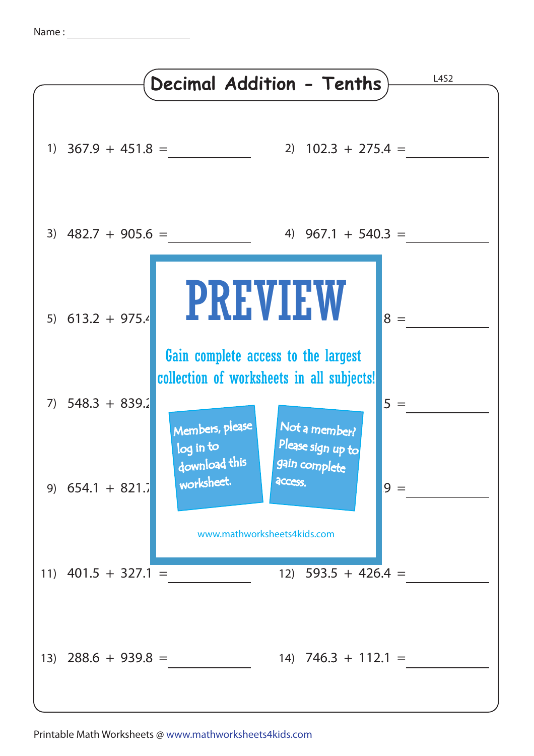Name : ____________________

# Decimal Addition - Tenths

L4S2

1) 367.9 + 451.8 = __________

2) 102.3 + 275.4 = __________

3) 482.7 + 905.6 = __________

4) 967.1 + 540.3 = __________

5) 613.2 + 975.4

8 = __________

7) 548.3 + 839.2

5 = __________

9) 654.1 + 821.7

9 = __________

**PREVIEW**

Gain complete access to the largest collection of worksheets in all subjects!

Members, please log in to download this worksheet.

Not a member? Please sign up to gain complete access.

www.mathworksheets4kids.com

11) 401.5 + 327.1 = __________

12) 593.5 + 426.4 = __________

13) 288.6 + 939.8 = __________

14) 746.3 + 112.1 = __________

Printable Math Worksheets @ www.mathworksheets4kids.com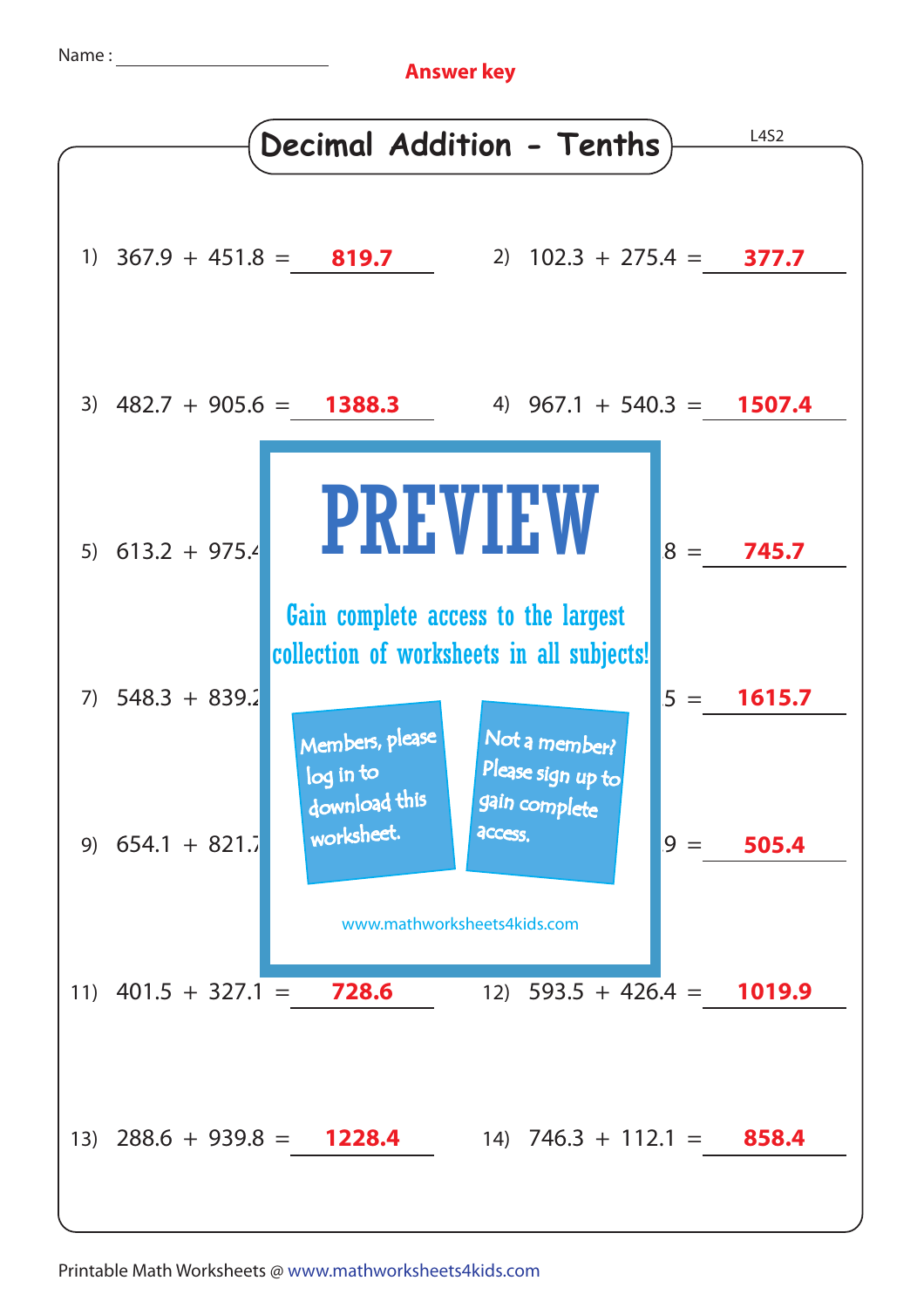Name : ____________________

**Answer key**

# Decimal Addition - Tenths

L4S2

1) $367.9 + 451.8 =$ **819.7**

2) $102.3 + 275.4 =$ **377.7**

3) $482.7 + 905.6 =$ **1388.3**

4) $967.1 + 540.3 =$ **1507.4**

5) $613.2 + 975.4$

8 = **745.7**

7) $548.3 + 839.2$

5 = **1615.7**

9) $654.1 + 821.7$

9 = **505.4**

11) $401.5 + 327.1 =$ **728.6**

12) $593.5 + 426.4 =$ **1019.9**

13) $288.6 + 939.8 =$ **1228.4**

14) $746.3 + 112.1 =$ **858.4**

PREVIEW

Gain complete access to the largest collection of worksheets in all subjects!

Members, please log in to download this worksheet.

Not a member? Please sign up to gain complete access.

www.mathworksheets4kids.com

Printable Math Worksheets @ www.mathworksheets4kids.com